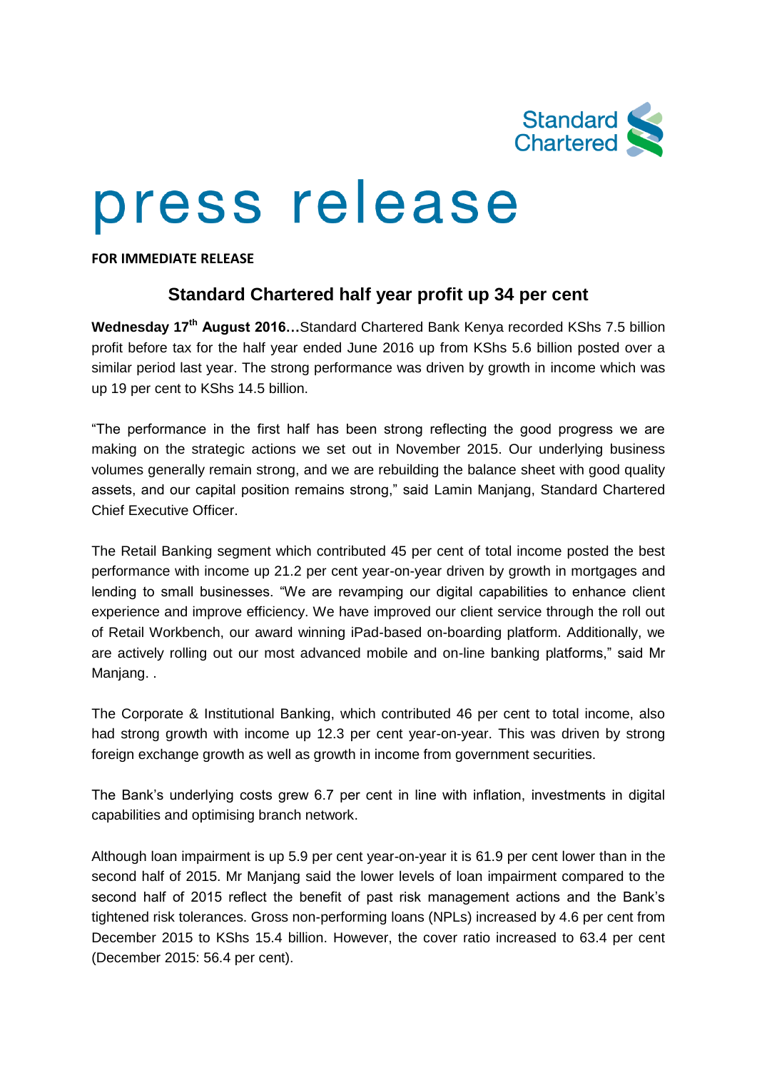Standard Chartered

# press release

**FOR IMMEDIATE RELEASE**

## Standard Chartered half year profit up 34 per cent

**Wednesday 17th August 2016…**Standard Chartered Bank Kenya recorded KShs 7.5 billion profit before tax for the half year ended June 2016 up from KShs 5.6 billion posted over a similar period last year. The strong performance was driven by growth in income which was up 19 per cent to KShs 14.5 billion.

"The performance in the first half has been strong reflecting the good progress we are making on the strategic actions we set out in November 2015. Our underlying business volumes generally remain strong, and we are rebuilding the balance sheet with good quality assets, and our capital position remains strong," said Lamin Manjang, Standard Chartered Chief Executive Officer.

The Retail Banking segment which contributed 45 per cent of total income posted the best performance with income up 21.2 per cent year-on-year driven by growth in mortgages and lending to small businesses. "We are revamping our digital capabilities to enhance client experience and improve efficiency. We have improved our client service through the roll out of Retail Workbench, our award winning iPad-based on-boarding platform. Additionally, we are actively rolling out our most advanced mobile and on-line banking platforms," said Mr Manjang. .

The Corporate & Institutional Banking, which contributed 46 per cent to total income, also had strong growth with income up 12.3 per cent year-on-year. This was driven by strong foreign exchange growth as well as growth in income from government securities.

The Bank's underlying costs grew 6.7 per cent in line with inflation, investments in digital capabilities and optimising branch network.

Although loan impairment is up 5.9 per cent year-on-year it is 61.9 per cent lower than in the second half of 2015. Mr Manjang said the lower levels of loan impairment compared to the second half of 2015 reflect the benefit of past risk management actions and the Bank's tightened risk tolerances. Gross non-performing loans (NPLs) increased by 4.6 per cent from December 2015 to KShs 15.4 billion. However, the cover ratio increased to 63.4 per cent (December 2015: 56.4 per cent).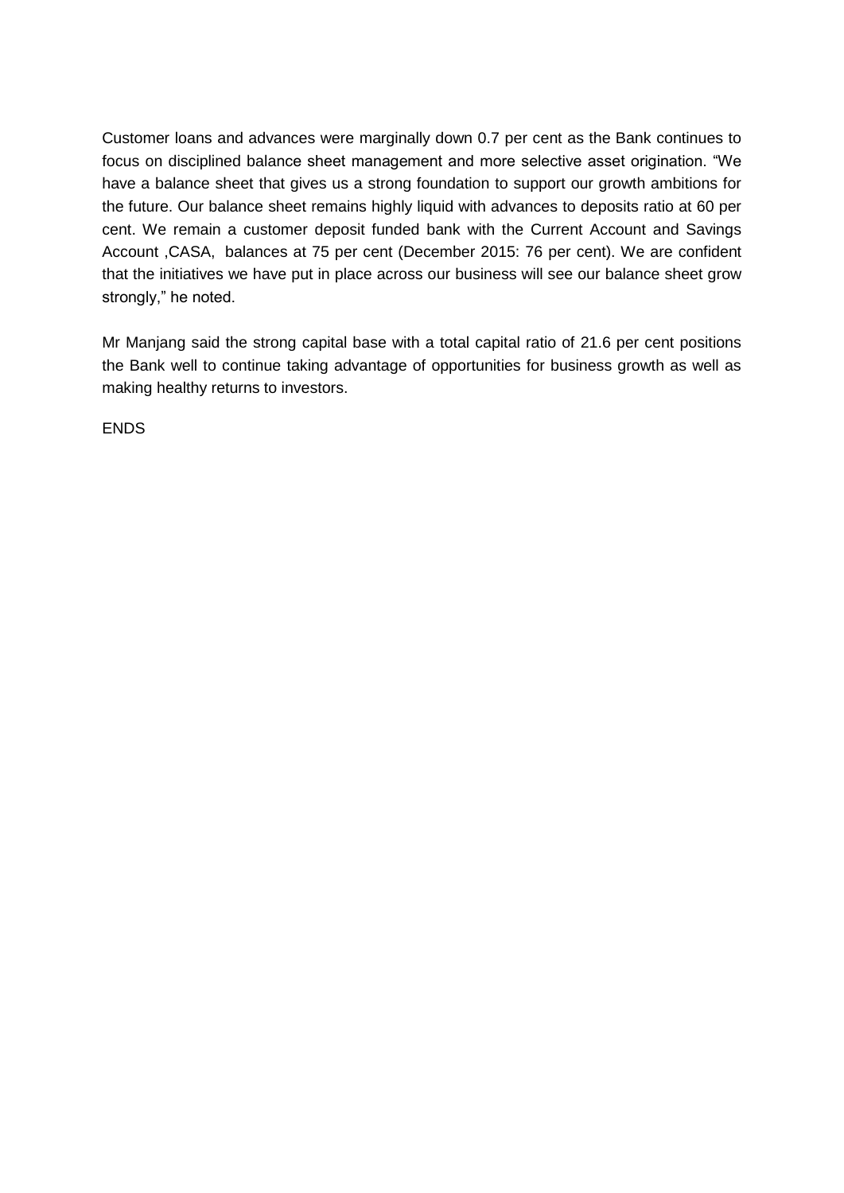Customer loans and advances were marginally down 0.7 per cent as the Bank continues to focus on disciplined balance sheet management and more selective asset origination. “We have a balance sheet that gives us a strong foundation to support our growth ambitions for the future. Our balance sheet remains highly liquid with advances to deposits ratio at 60 per cent. We remain a customer deposit funded bank with the Current Account and Savings Account ,CASA,  balances at 75 per cent (December 2015: 76 per cent). We are confident that the initiatives we have put in place across our business will see our balance sheet grow strongly,” he noted.

Mr Manjang said the strong capital base with a total capital ratio of 21.6 per cent positions the Bank well to continue taking advantage of opportunities for business growth as well as making healthy returns to investors.

ENDS